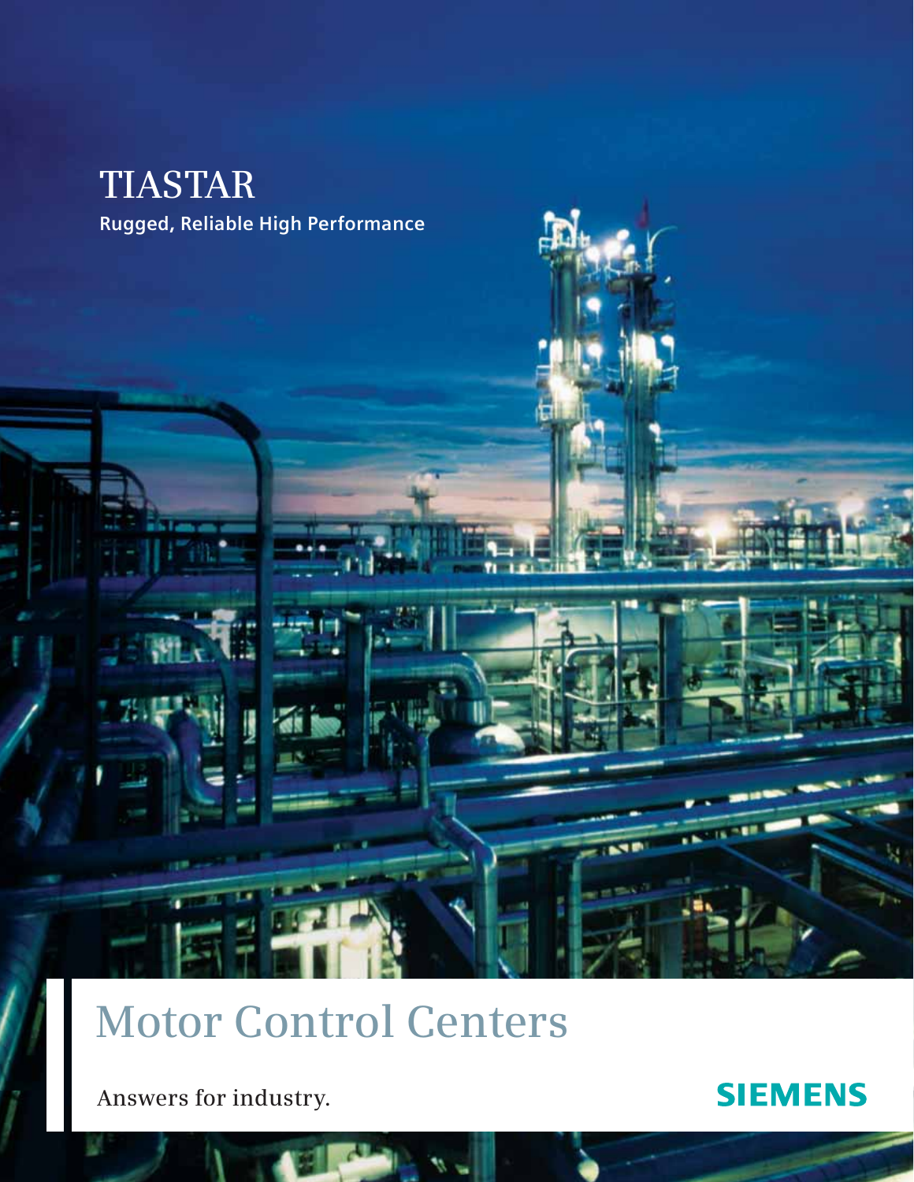# TIASTAR

**Rugged, Reliable High Performance**

# Motor Control Centers

Answers for industry.

SIEMENS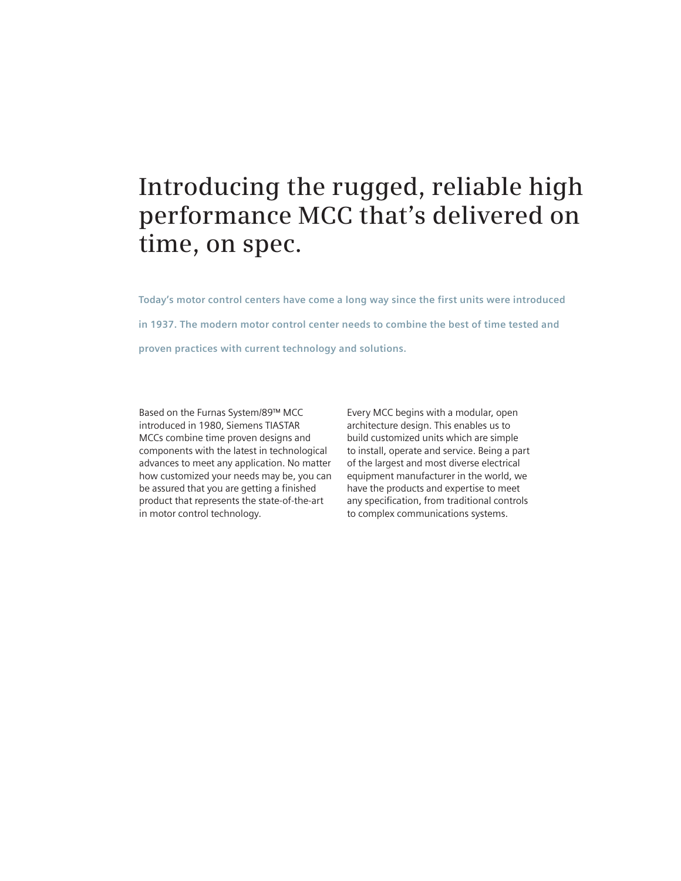# Introducing the rugged, reliable high performance MCC that's delivered on time, on spec.

**Today's motor control centers have come a long way since the first units were introduced in 1937. The modern motor control center needs to combine the best of time tested and proven practices with current technology and solutions.**

Based on the Furnas System/89™ MCC introduced in 1980, Siemens TIASTAR MCCs combine time proven designs and components with the latest in technological advances to meet any application. No matter how customized your needs may be, you can be assured that you are getting a finished product that represents the state-of-the-art in motor control technology.

Every MCC begins with a modular, open architecture design. This enables us to build customized units which are simple to install, operate and service. Being a part of the largest and most diverse electrical equipment manufacturer in the world, we have the products and expertise to meet any specification, from traditional controls to complex communications systems.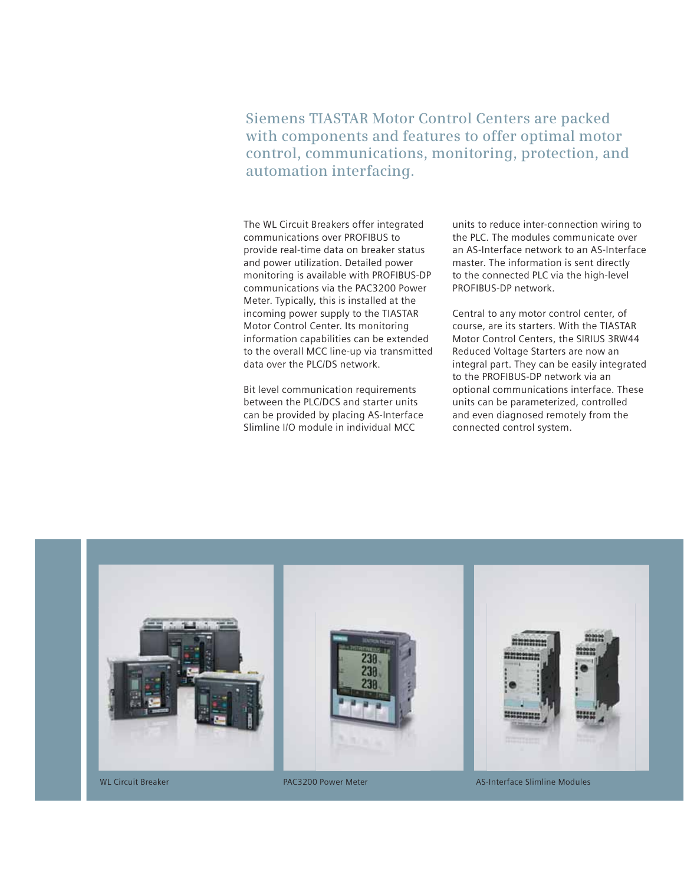## Siemens TIASTAR Motor Control Centers are packed with components and features to offer optimal motor control, communications, monitoring, protection, and automation interfacing.

The WL Circuit Breakers offer integrated communications over PROFIBUS to provide real-time data on breaker status and power utilization. Detailed power monitoring is available with PROFIBUS-DP communications via the PAC3200 Power Meter. Typically, this is installed at the incoming power supply to the TIASTAR Motor Control Center. Its monitoring information capabilities can be extended to the overall MCC line-up via transmitted data over the PLC/DS network.

Bit level communication requirements between the PLC/DCS and starter units can be provided by placing AS-Interface Slimline I/O module in individual MCC units to reduce inter-connection wiring to the PLC. The modules communicate over an AS-Interface network to an AS-Interface master. The information is sent directly to the connected PLC via the high-level PROFIBUS-DP network.

Central to any motor control center, of course, are its starters. With the TIASTAR Motor Control Centers, the SIRIUS 3RW44 Reduced Voltage Starters are now an integral part. They can be easily integrated to the PROFIBUS-DP network via an optional communications interface. These units can be parameterized, controlled and even diagnosed remotely from the connected control system.

WL Circuit Breaker

PAC3200 Power Meter

AS-Interface Slimline Modules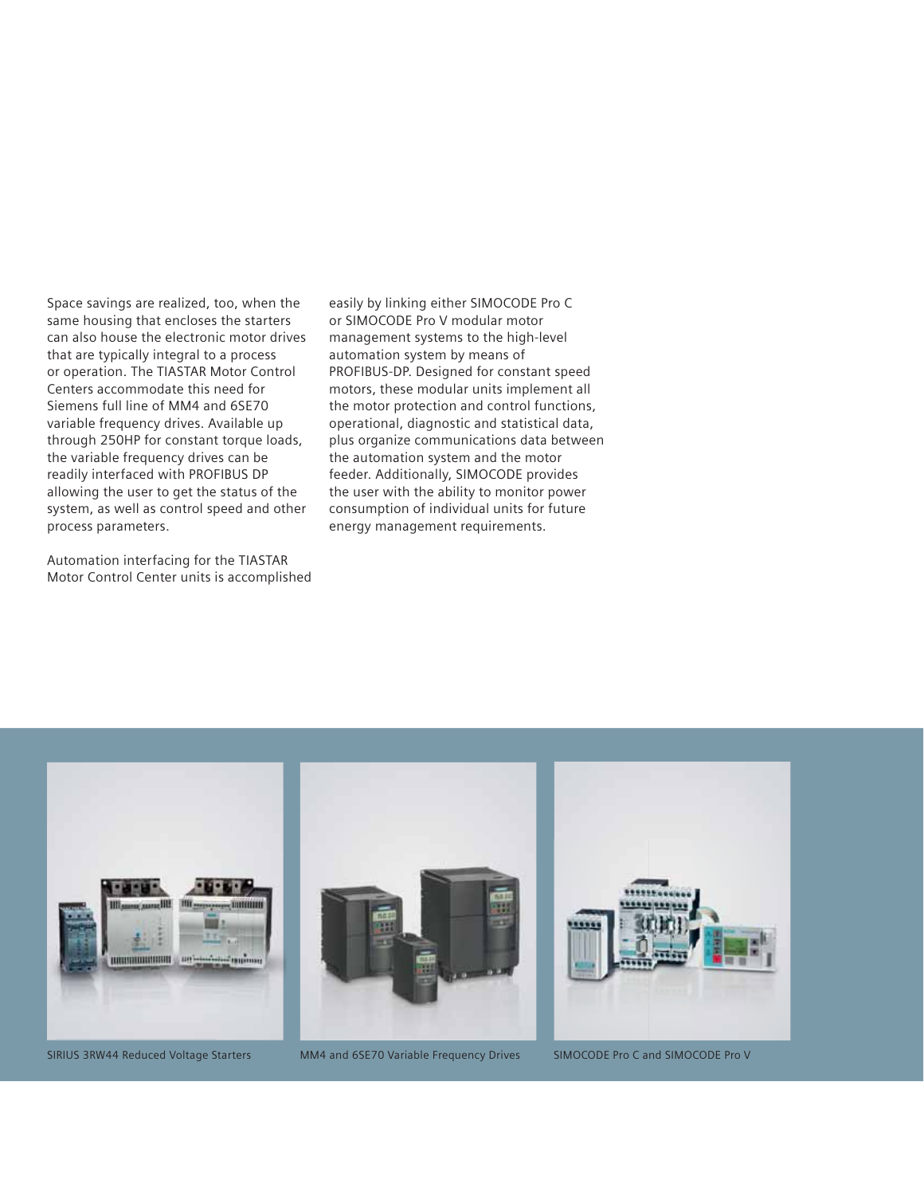Space savings are realized, too, when the same housing that encloses the starters can also house the electronic motor drives that are typically integral to a process or operation. The TIASTAR Motor Control Centers accommodate this need for Siemens full line of MM4 and 6SE70 variable frequency drives. Available up through 250HP for constant torque loads, the variable frequency drives can be readily interfaced with PROFIBUS DP allowing the user to get the status of the system, as well as control speed and other process parameters.

Automation interfacing for the TIASTAR Motor Control Center units is accomplished easily by linking either SIMOCODE Pro C or SIMOCODE Pro V modular motor management systems to the high-level automation system by means of PROFIBUS-DP. Designed for constant speed motors, these modular units implement all the motor protection and control functions, operational, diagnostic and statistical data, plus organize communications data between the automation system and the motor feeder. Additionally, SIMOCODE provides the user with the ability to monitor power consumption of individual units for future energy management requirements.

SIRIUS 3RW44 Reduced Voltage Starters

MM4 and 6SE70 Variable Frequency Drives

SIMOCODE Pro C and SIMOCODE Pro V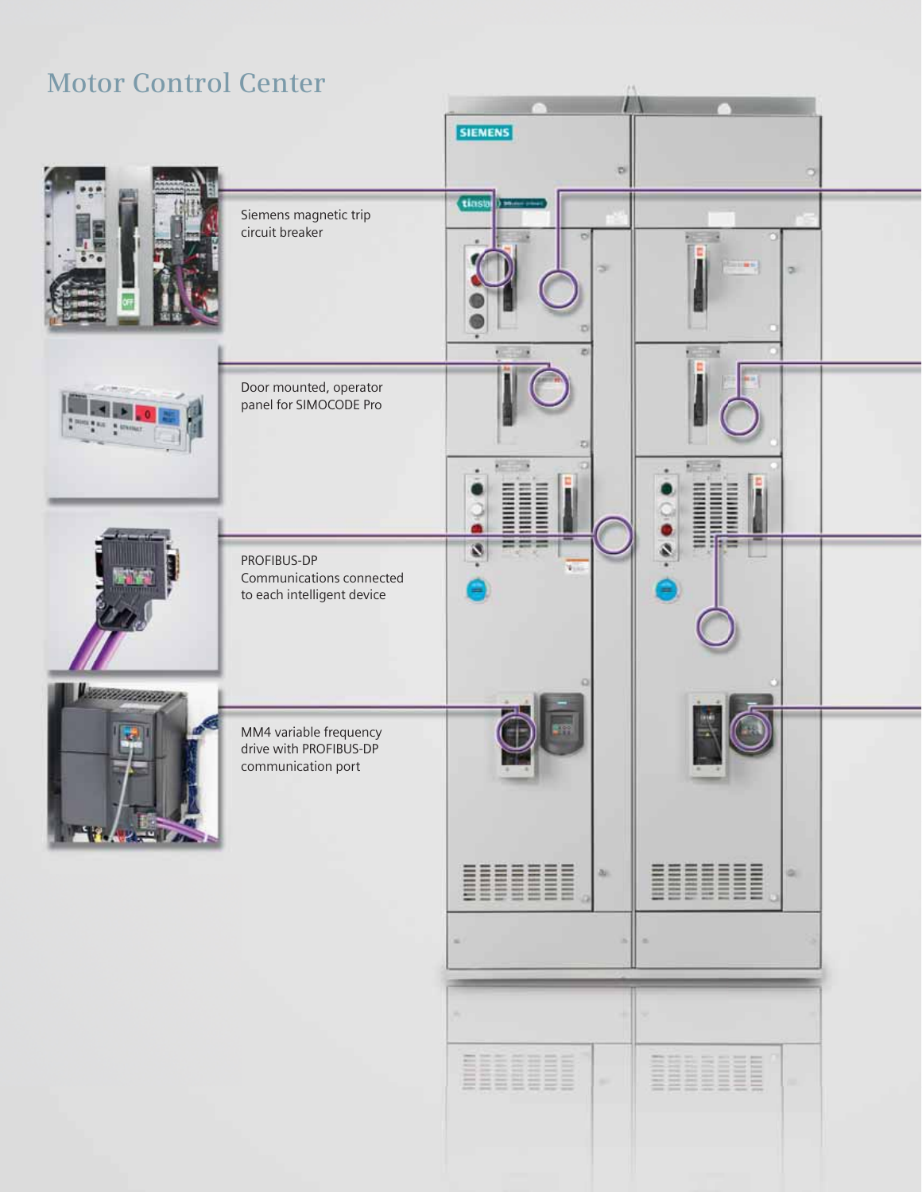# Motor Control Center

Siemens magnetic trip circuit breaker

Door mounted, operator panel for SIMOCODE Pro

PROFIBUS-DP Communications connected to each intelligent device

MM4 variable frequency drive with PROFIBUS-DP communication port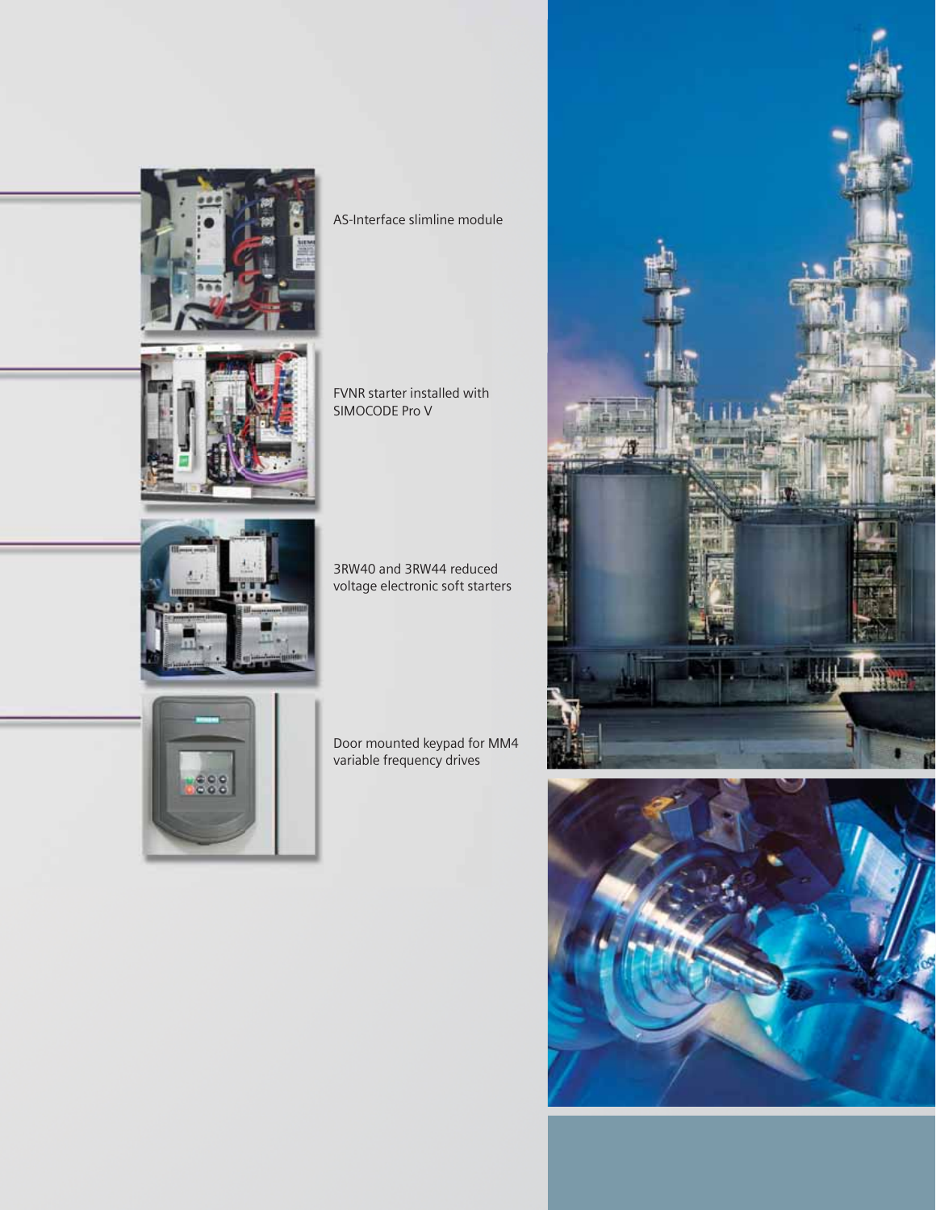AS-Interface slimline module

FVNR starter installed with SIMOCODE Pro V

3RW40 and 3RW44 reduced voltage electronic soft starters

Door mounted keypad for MM4 variable frequency drives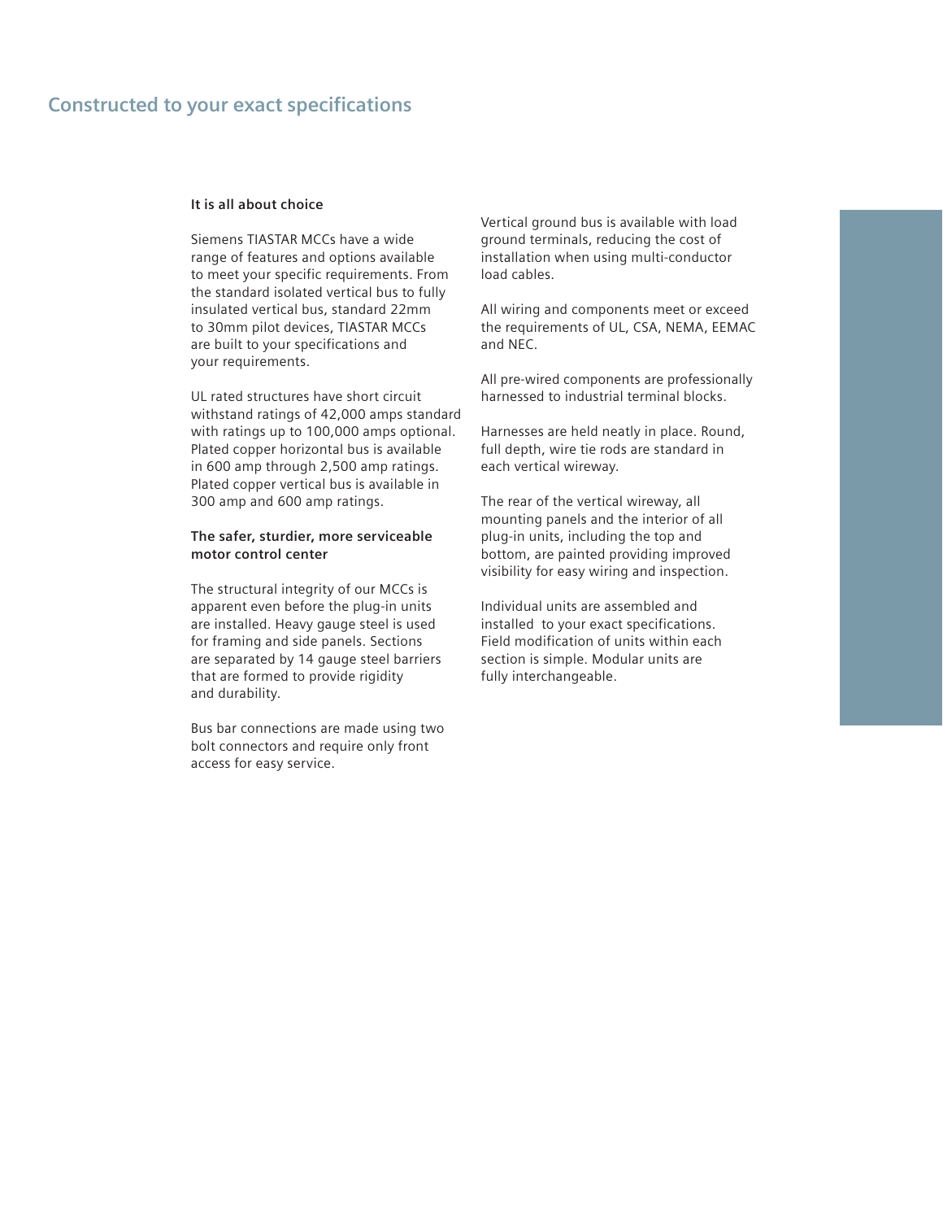# Constructed to your exact specifications

### It is all about choice

Siemens TIASTAR MCCs have a wide range of features and options available to meet your specific requirements. From the standard isolated vertical bus to fully insulated vertical bus, standard 22mm to 30mm pilot devices, TIASTAR MCCs are built to your specifications and your requirements.

UL rated structures have short circuit withstand ratings of 42,000 amps standard with ratings up to 100,000 amps optional. Plated copper horizontal bus is available in 600 amp through 2,500 amp ratings. Plated copper vertical bus is available in 300 amp and 600 amp ratings.

### The safer, sturdier, more serviceable motor control center

The structural integrity of our MCCs is apparent even before the plug-in units are installed. Heavy gauge steel is used for framing and side panels. Sections are separated by 14 gauge steel barriers that are formed to provide rigidity and durability.

Bus bar connections are made using two bolt connectors and require only front access for easy service.

Vertical ground bus is available with load ground terminals, reducing the cost of installation when using multi-conductor load cables.

All wiring and components meet or exceed the requirements of UL, CSA, NEMA, EEMAC and NEC.

All pre-wired components are professionally harnessed to industrial terminal blocks.

Harnesses are held neatly in place. Round, full depth, wire tie rods are standard in each vertical wireway.

The rear of the vertical wireway, all mounting panels and the interior of all plug-in units, including the top and bottom, are painted providing improved visibility for easy wiring and inspection.

Individual units are assembled and installed to your exact specifications. Field modification of units within each section is simple. Modular units are fully interchangeable.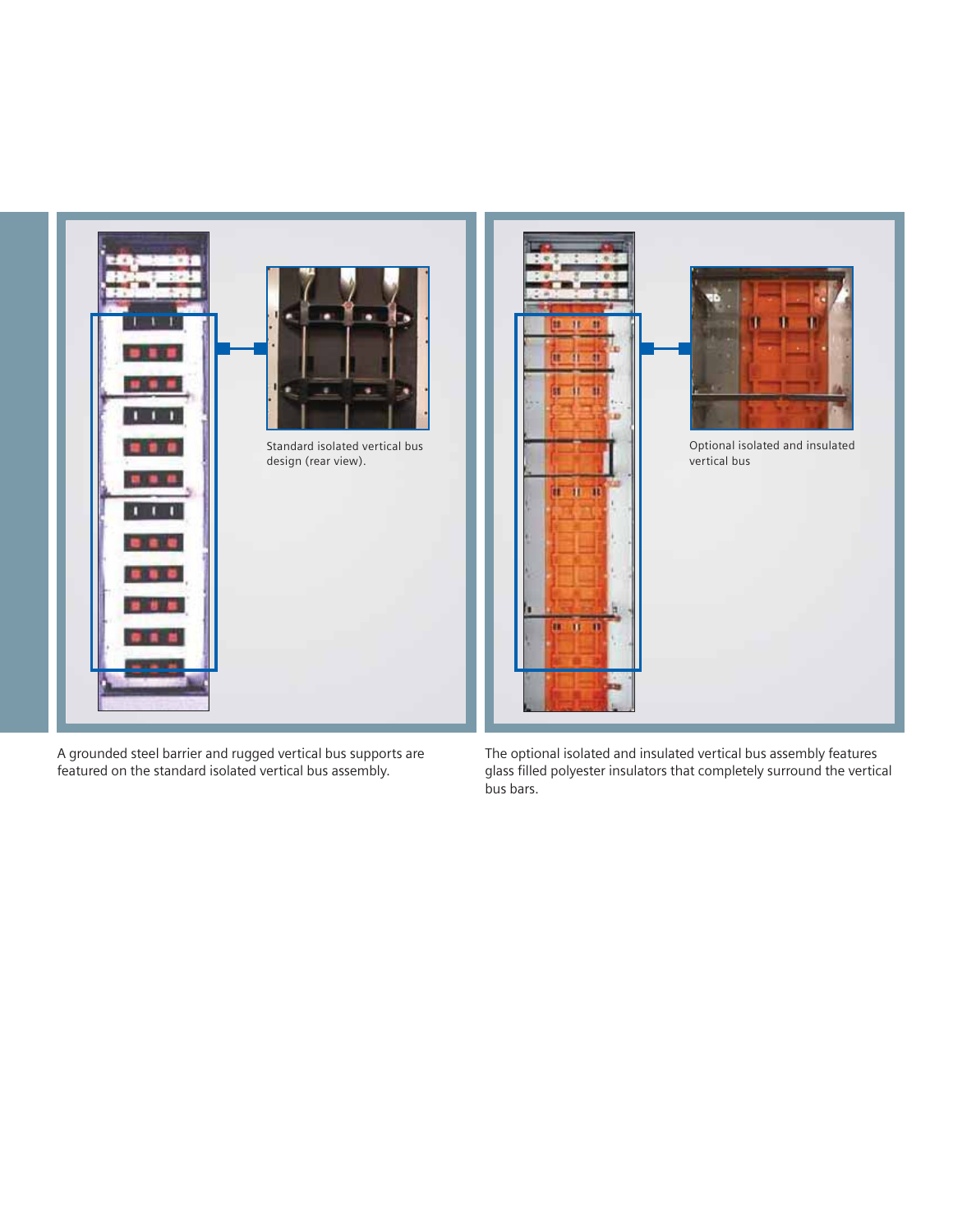Standard isolated vertical bus design (rear view).

Optional isolated and insulated vertical bus

A grounded steel barrier and rugged vertical bus supports are featured on the standard isolated vertical bus assembly.

The optional isolated and insulated vertical bus assembly features glass filled polyester insulators that completely surround the vertical bus bars.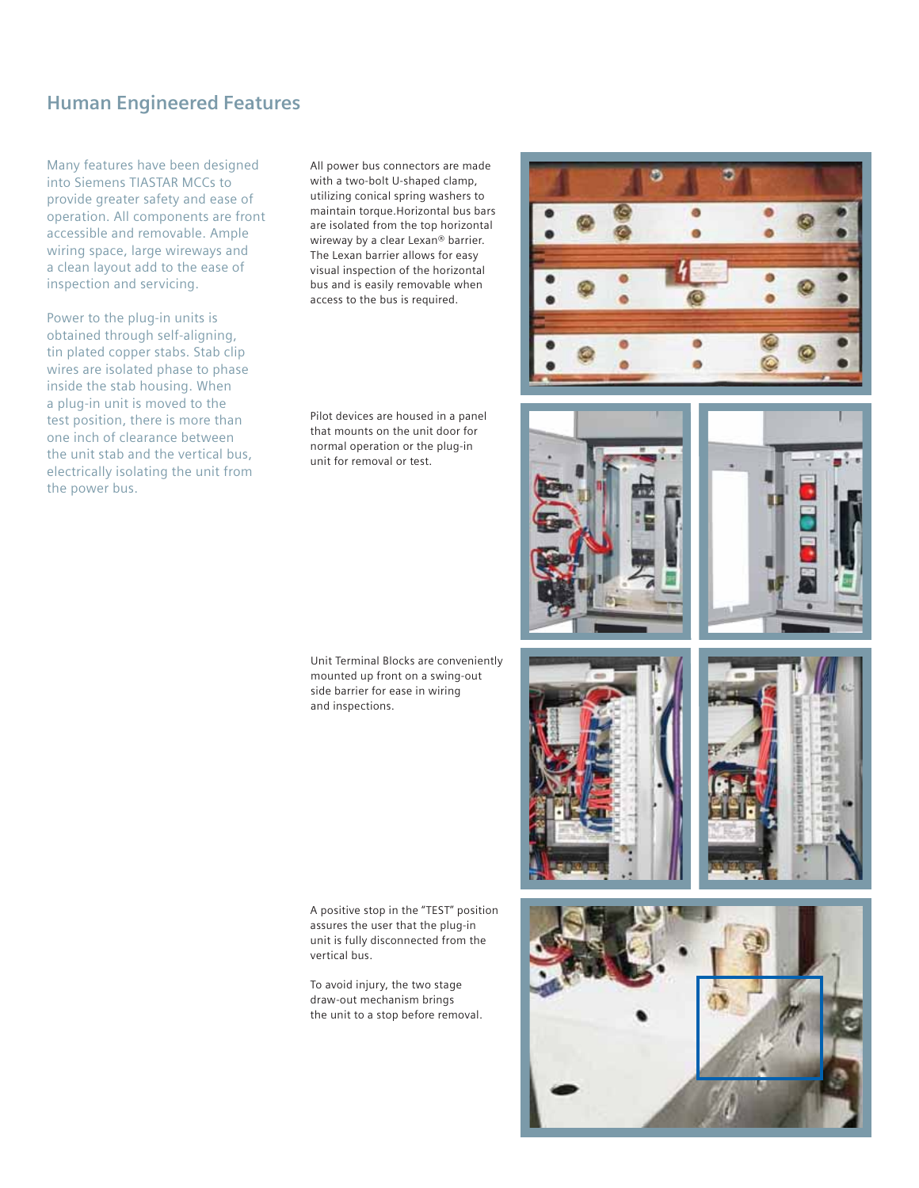## Human Engineered Features

Many features have been designed into Siemens TIASTAR MCCs to provide greater safety and ease of operation. All components are front accessible and removable. Ample wiring space, large wireways and a clean layout add to the ease of inspection and servicing.

Power to the plug-in units is obtained through self-aligning, tin plated copper stabs. Stab clip wires are isolated phase to phase inside the stab housing. When a plug-in unit is moved to the test position, there is more than one inch of clearance between the unit stab and the vertical bus, electrically isolating the unit from the power bus.

All power bus connectors are made with a two-bolt U-shaped clamp, utilizing conical spring washers to maintain torque.Horizontal bus bars are isolated from the top horizontal wireway by a clear Lexan® barrier. The Lexan barrier allows for easy visual inspection of the horizontal bus and is easily removable when access to the bus is required.

Pilot devices are housed in a panel that mounts on the unit door for normal operation or the plug-in unit for removal or test.

Unit Terminal Blocks are conveniently mounted up front on a swing-out side barrier for ease in wiring and inspections.

A positive stop in the "TEST" position assures the user that the plug-in unit is fully disconnected from the vertical bus.

To avoid injury, the two stage draw-out mechanism brings the unit to a stop before removal.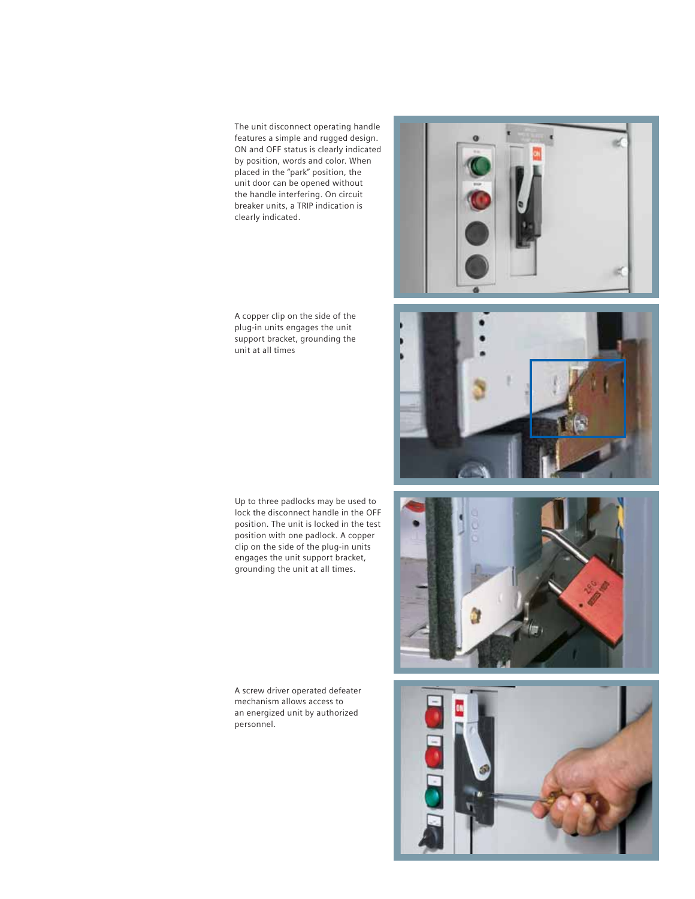The unit disconnect operating handle features a simple and rugged design. ON and OFF status is clearly indicated by position, words and color. When placed in the "park" position, the unit door can be opened without the handle interfering. On circuit breaker units, a TRIP indication is clearly indicated.

A copper clip on the side of the plug-in units engages the unit support bracket, grounding the unit at all times

Up to three padlocks may be used to lock the disconnect handle in the OFF position. The unit is locked in the test position with one padlock. A copper clip on the side of the plug-in units engages the unit support bracket, grounding the unit at all times.

A screw driver operated defeater mechanism allows access to an energized unit by authorized personnel.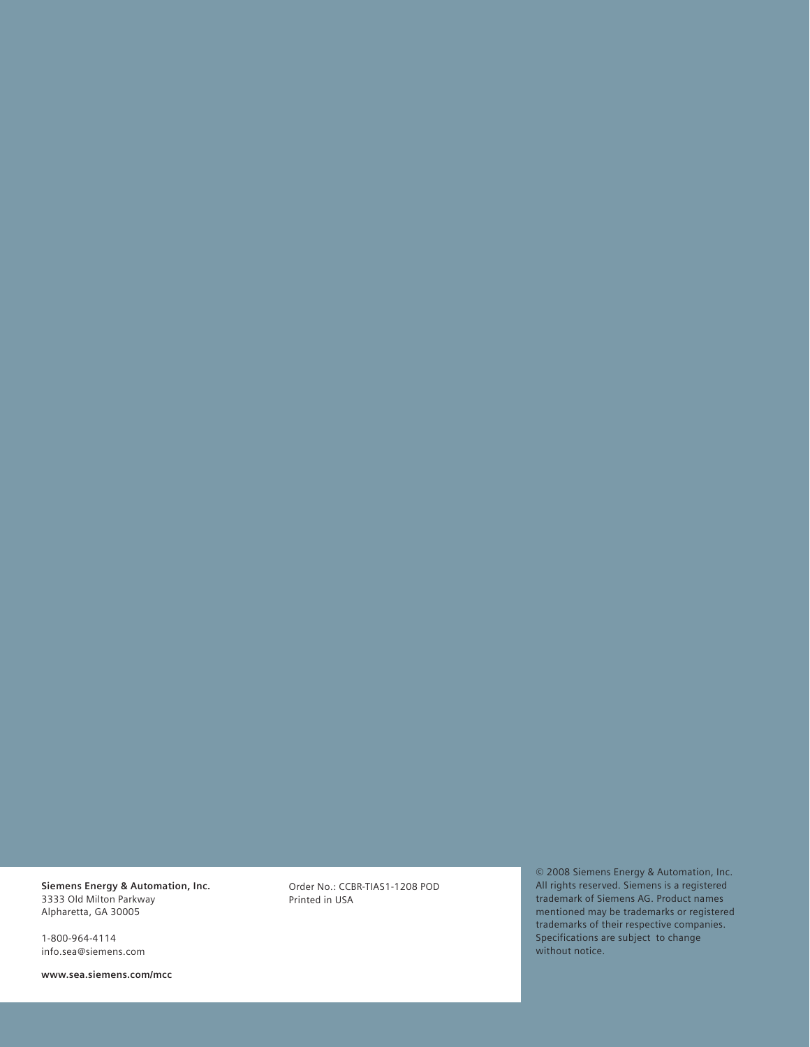**Siemens Energy & Automation, Inc.**
3333 Old Milton Parkway
Alpharetta, GA 30005

1-800-964-4114
info.sea@siemens.com

**www.sea.siemens.com/mcc**

Order No.: CCBR-TIAS1-1208 POD
Printed in USA

© 2008 Siemens Energy & Automation, Inc. All rights reserved. Siemens is a registered trademark of Siemens AG. Product names mentioned may be trademarks or registered trademarks of their respective companies. Specifications are subject to change without notice.